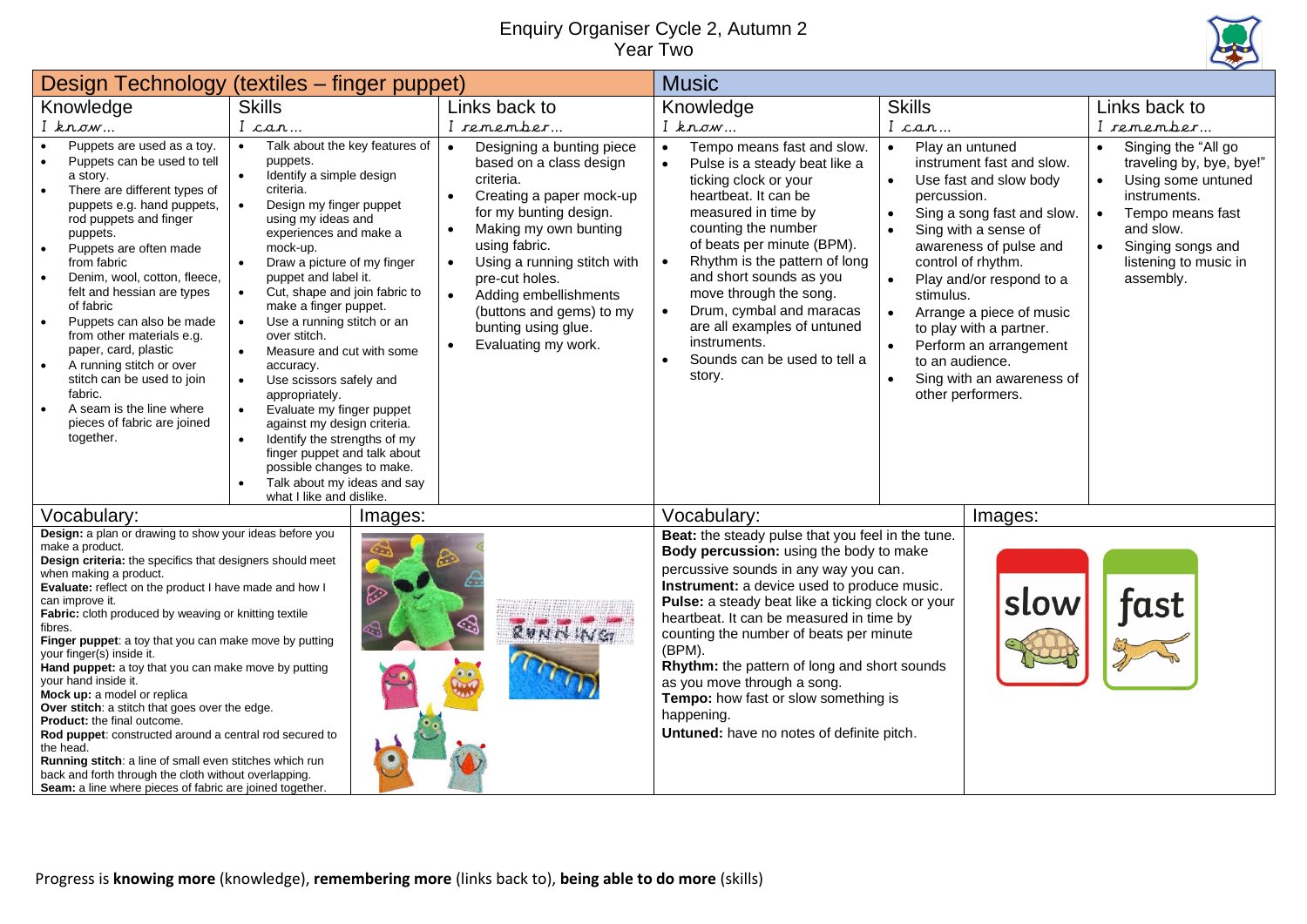# Enquiry Organiser Cycle 2, Autumn 2
## Year Two

## Design Technology (textiles – finger puppet)

| Knowledge<br>*I know…* | Skills<br>*I can…* | Links back to<br>*I remember…* |
|---|---|---|
| • Puppets are used as a toy.<br>• Puppets can be used to tell a story.<br>• There are different types of puppets e.g. hand puppets, rod puppets and finger puppets.<br>• Puppets are often made from fabric<br>• Denim, wool, cotton, fleece, felt and hessian are types of fabric<br>• Puppets can also be made from other materials e.g. paper, card, plastic<br>• A running stitch or over stitch can be used to join fabric.<br>• A seam is the line where pieces of fabric are joined together. | • Talk about the key features of puppets.<br>• Identify a simple design criteria.<br>• Design my finger puppet using my ideas and experiences and make a mock-up.<br>• Draw a picture of my finger puppet and label it.<br>• Cut, shape and join fabric to make a finger puppet.<br>• Use a running stitch or an over stitch.<br>• Measure and cut with some accuracy.<br>• Use scissors safely and appropriately.<br>• Evaluate my finger puppet against my design criteria.<br>• Identify the strengths of my finger puppet and talk about possible changes to make.<br>• Talk about my ideas and say what I like and dislike. | • Designing a bunting piece based on a class design criteria.<br>• Creating a paper mock-up for my bunting design.<br>• Making my own bunting using fabric.<br>• Using a running stitch with pre-cut holes.<br>• Adding embellishments (buttons and gems) to my bunting using glue.<br>• Evaluating my work. |

### Vocabulary:

**Design:** a plan or drawing to show your ideas before you make a product.
**Design criteria:** the specifics that designers should meet when making a product.
**Evaluate:** reflect on the product I have made and how I can improve it.
**Fabric:** cloth produced by weaving or knitting textile fibres.
**Finger puppet**: a toy that you can make move by putting your finger(s) inside it.
**Hand puppet:** a toy that you can make move by putting your hand inside it.
**Mock up:** a model or replica
**Over stitch**: a stitch that goes over the edge.
**Product:** the final outcome.
**Rod puppet**: constructed around a central rod secured to the head.
**Running stitch**: a line of small even stitches which run back and forth through the cloth without overlapping.
**Seam:** a line where pieces of fabric are joined together.

### Images:

## Music

| Knowledge<br>*I know…* | Skills<br>*I can…* | Links back to<br>*I remember…* |
|---|---|---|
| • Tempo means fast and slow.<br>• Pulse is a steady beat like a ticking clock or your heartbeat. It can be measured in time by counting the number of beats per minute (BPM).<br>• Rhythm is the pattern of long and short sounds as you move through the song.<br>• Drum, cymbal and maracas are all examples of untuned instruments.<br>• Sounds can be used to tell a story. | • Play an untuned instrument fast and slow.<br>• Use fast and slow body percussion.<br>• Sing a song fast and slow.<br>• Sing with a sense of awareness of pulse and control of rhythm.<br>• Play and/or respond to a stimulus.<br>• Arrange a piece of music to play with a partner.<br>• Perform an arrangement to an audience.<br>• Sing with an awareness of other performers. | • Singing the "All go traveling by, bye, bye!"<br>• Using some untuned instruments.<br>• Tempo means fast and slow.<br>• Singing songs and listening to music in assembly. |

### Vocabulary:

**Beat:** the steady pulse that you feel in the tune.
**Body percussion:** using the body to make percussive sounds in any way you can.
**Instrument:** a device used to produce music.
**Pulse:** a steady beat like a ticking clock or your heartbeat. It can be measured in time by counting the number of beats per minute (BPM).
**Rhythm:** the pattern of long and short sounds as you move through a song.
**Tempo:** how fast or slow something is happening.
**Untuned:** have no notes of definite pitch.

### Images:

slow fast

Progress is **knowing more** (knowledge), **remembering more** (links back to), **being able to do more** (skills)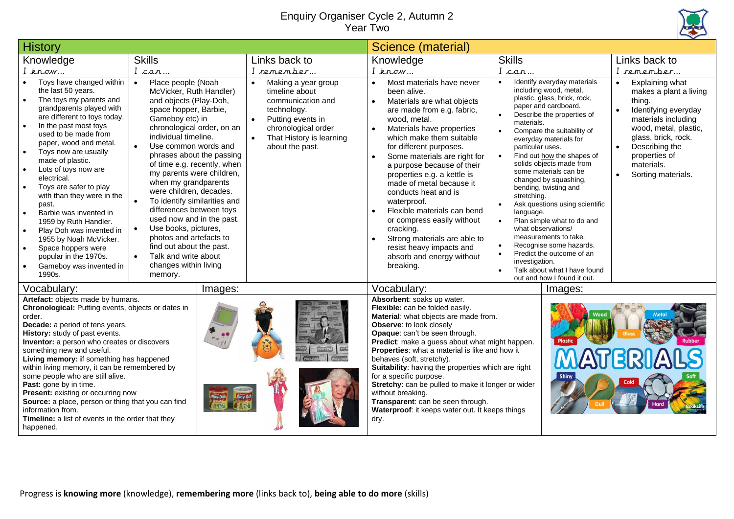# Enquiry Organiser Cycle 2, Autumn 2
## Year Two

## History

| Knowledge *I know…* | Skills *I can…* | Links back to *I remember…* |
|---|---|---|
| • Toys have changed within the last 50 years.<br>• The toys my parents and grandparents played with are different to toys today.<br>• In the past most toys used to be made from paper, wood and metal.<br>• Toys now are usually made of plastic.<br>• Lots of toys now are electrical.<br>• Toys are safer to play with than they were in the past.<br>• Barbie was invented in 1959 by Ruth Handler.<br>• Play Doh was invented in 1955 by Noah McVicker.<br>• Space hoppers were popular in the 1970s.<br>• Gameboy was invented in 1990s. | • Place people (Noah McVicker, Ruth Handler) and objects (Play-Doh, space hopper, Barbie, Gameboy etc) in chronological order, on an individual timeline.<br>• Use common words and phrases about the passing of time e.g. recently, when my parents were children, when my grandparents were children, decades.<br>• To identify similarities and differences between toys used now and in the past.<br>• Use books, pictures, photos and artefacts to find out about the past.<br>• Talk and write about changes within living memory. | • Making a year group timeline about communication and technology.<br>• Putting events in chronological order<br>• That History is learning about the past. |

### Vocabulary:

**Artefact:** objects made by humans.
**Chronological:** Putting events, objects or dates in order.
**Decade:** a period of tens years.
**History:** study of past events.
**Inventor:** a person who creates or discovers something new and useful.
**Living memory:** if something has happened within living memory, it can be remembered by some people who are still alive.
**Past:** gone by in time.
**Present:** existing or occurring now
**Source:** a place, person or thing that you can find information from.
**Timeline:** a list of events in the order that they happened.

### Images:

## Science (material)

| Knowledge *I know…* | Skills *I can…* | Links back to *I remember…* |
|---|---|---|
| • Most materials have never been alive.<br>• Materials are what objects are made from e.g. fabric, wood, metal.<br>• Materials have properties which make them suitable for different purposes.<br>• Some materials are right for a purpose because of their properties e.g. a kettle is made of metal because it conducts heat and is waterproof.<br>• Flexible materials can bend or compress easily without cracking.<br>• Strong materials are able to resist heavy impacts and absorb and energy without breaking. | • Identify everyday materials including wood, metal, plastic, glass, brick, rock, paper and cardboard.<br>• Describe the properties of materials.<br>• Compare the suitability of everyday materials for particular uses.<br>• Find out how the shapes of solids objects made from some materials can be changed by squashing, bending, twisting and stretching.<br>• Ask questions using scientific language.<br>• Plan simple what to do and what observations/ measurements to take.<br>• Recognise some hazards.<br>• Predict the outcome of an investigation.<br>• Talk about what I have found out and how I found it out. | • Explaining what makes a plant a living thing.<br>• Identifying everyday materials including wood, metal, plastic, glass, brick, rock.<br>• Describing the properties of materials.<br>• Sorting materials. |

### Vocabulary:

**Absorbent**: soaks up water.
**Flexible:** can be folded easily.
**Material**: what objects are made from.
**Observe**: to look closely
**Opaque**: can't be seen through.
**Predict**: make a guess about what might happen.
**Properties**: what a material is like and how it behaves (soft, stretchy).
**Suitability**: having the properties which are right for a specific purpose.
**Stretchy**: can be pulled to make it longer or wider without breaking.
**Transparent**: can be seen through.
**Waterproof**: it keeps water out. It keeps things dry.

### Images:

Progress is **knowing more** (knowledge), **remembering more** (links back to), **being able to do more** (skills)